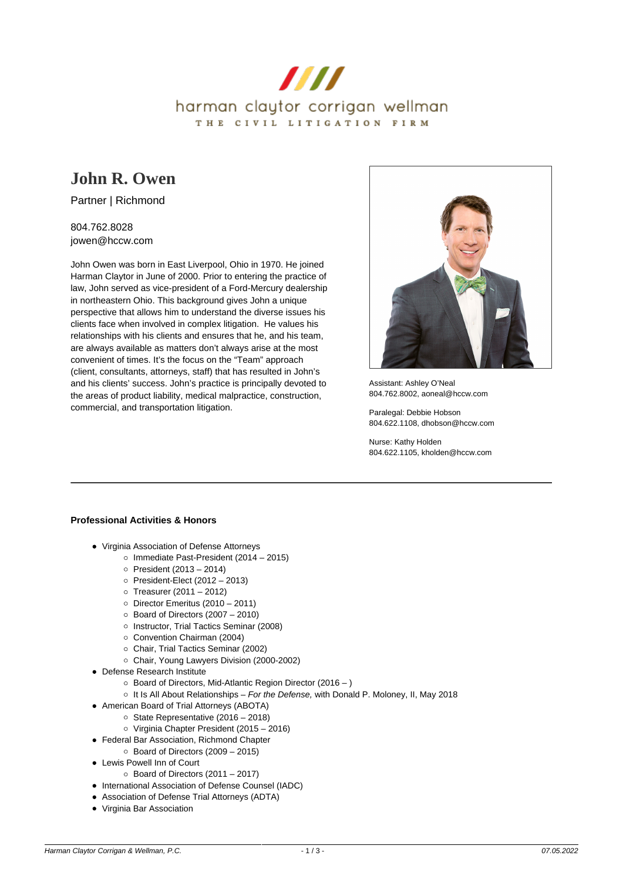harman claytor corrigan wellman

THE CIVIL LITIGATION FIRM

# John R. Owen

Partner | Richmond

804.762.8028
jowen@hccw.com

John Owen was born in East Liverpool, Ohio in 1970. He joined Harman Claytor in June of 2000. Prior to entering the practice of law, John served as vice-president of a Ford-Mercury dealership in northeastern Ohio. This background gives John a unique perspective that allows him to understand the diverse issues his clients face when involved in complex litigation. He values his relationships with his clients and ensures that he, and his team, are always available as matters don't always arise at the most convenient of times. It's the focus on the "Team" approach (client, consultants, attorneys, staff) that has resulted in John's and his clients' success. John's practice is principally devoted to the areas of product liability, medical malpractice, construction, commercial, and transportation litigation.

Assistant: Ashley O'Neal
804.762.8002, aoneal@hccw.com

Paralegal: Debbie Hobson
804.622.1108, dhobson@hccw.com

Nurse: Kathy Holden
804.622.1105, kholden@hccw.com

---

**Professional Activities & Honors**

- Virginia Association of Defense Attorneys
  - Immediate Past-President (2014 – 2015)
  - President (2013 – 2014)
  - President-Elect (2012 – 2013)
  - Treasurer (2011 – 2012)
  - Director Emeritus (2010 – 2011)
  - Board of Directors (2007 – 2010)
  - Instructor, Trial Tactics Seminar (2008)
  - Convention Chairman (2004)
  - Chair, Trial Tactics Seminar (2002)
  - Chair, Young Lawyers Division (2000-2002)
- Defense Research Institute
  - Board of Directors, Mid-Atlantic Region Director (2016 – )
  - It Is All About Relationships – *For the Defense,* with Donald P. Moloney, II, May 2018
- American Board of Trial Attorneys (ABOTA)
  - State Representative (2016 – 2018)
  - Virginia Chapter President (2015 – 2016)
- Federal Bar Association, Richmond Chapter
  - Board of Directors (2009 – 2015)
- Lewis Powell Inn of Court
  - Board of Directors (2011 – 2017)
- International Association of Defense Counsel (IADC)
- Association of Defense Trial Attorneys (ADTA)
- Virginia Bar Association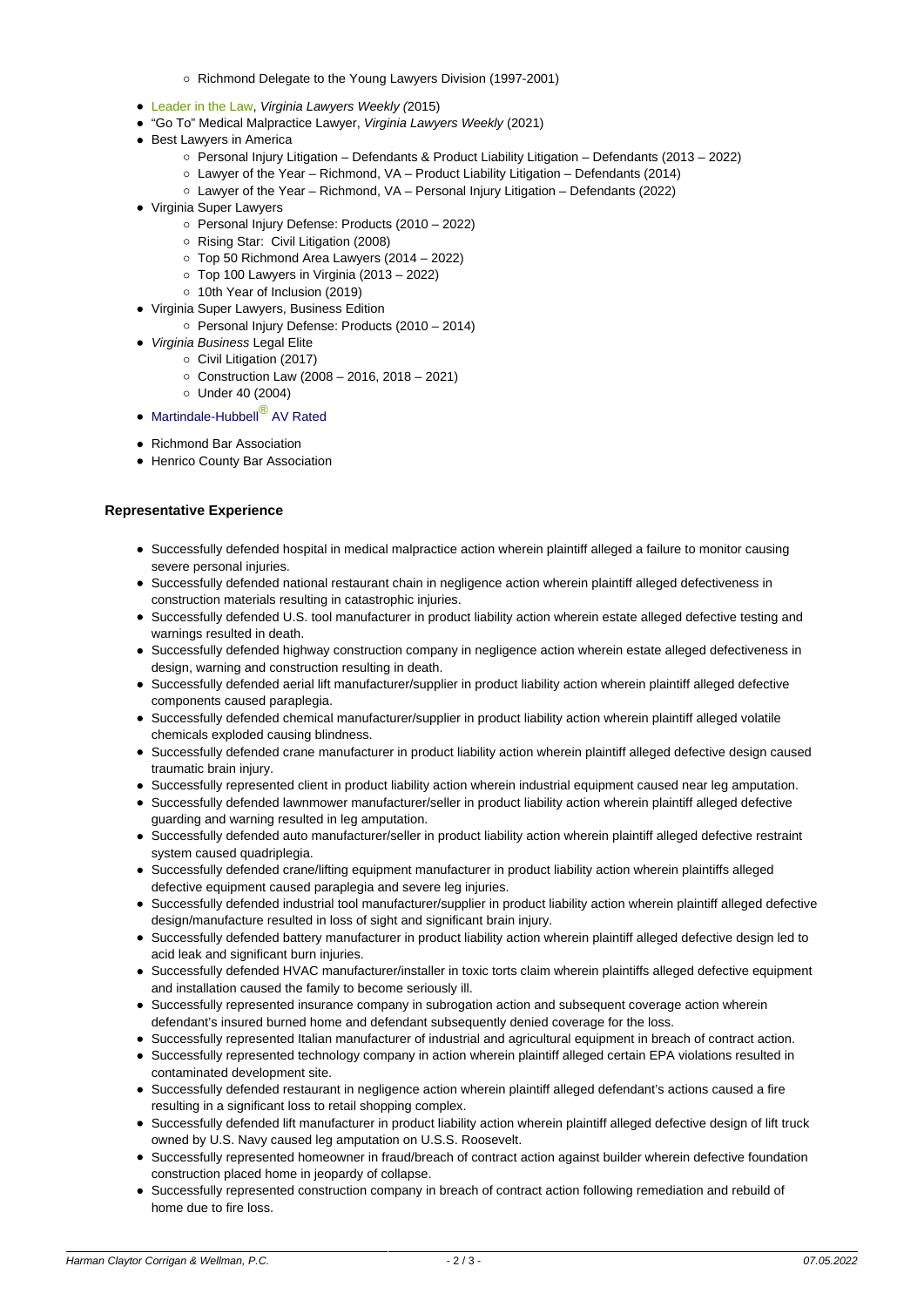- Richmond Delegate to the Young Lawyers Division (1997-2001)
- Leader in the Law, *Virginia Lawyers Weekly (*2015)
- "Go To" Medical Malpractice Lawyer, *Virginia Lawyers Weekly* (2021)
- Best Lawyers in America
    - Personal Injury Litigation – Defendants & Product Liability Litigation – Defendants (2013 – 2022)
    - Lawyer of the Year – Richmond, VA – Product Liability Litigation – Defendants (2014)
    - Lawyer of the Year – Richmond, VA – Personal Injury Litigation – Defendants (2022)
- Virginia Super Lawyers
    - Personal Injury Defense: Products (2010 – 2022)
    - Rising Star: Civil Litigation (2008)
    - Top 50 Richmond Area Lawyers (2014 – 2022)
    - Top 100 Lawyers in Virginia (2013 – 2022)
    - 10th Year of Inclusion (2019)
- Virginia Super Lawyers, Business Edition
    - Personal Injury Defense: Products (2010 – 2014)
- *Virginia Business* Legal Elite
    - Civil Litigation (2017)
    - Construction Law (2008 – 2016, 2018 – 2021)
    - Under 40 (2004)
- Martindale-Hubbell® AV Rated
- Richmond Bar Association
- Henrico County Bar Association

### Representative Experience

- Successfully defended hospital in medical malpractice action wherein plaintiff alleged a failure to monitor causing severe personal injuries.
- Successfully defended national restaurant chain in negligence action wherein plaintiff alleged defectiveness in construction materials resulting in catastrophic injuries.
- Successfully defended U.S. tool manufacturer in product liability action wherein estate alleged defective testing and warnings resulted in death.
- Successfully defended highway construction company in negligence action wherein estate alleged defectiveness in design, warning and construction resulting in death.
- Successfully defended aerial lift manufacturer/supplier in product liability action wherein plaintiff alleged defective components caused paraplegia.
- Successfully defended chemical manufacturer/supplier in product liability action wherein plaintiff alleged volatile chemicals exploded causing blindness.
- Successfully defended crane manufacturer in product liability action wherein plaintiff alleged defective design caused traumatic brain injury.
- Successfully represented client in product liability action wherein industrial equipment caused near leg amputation.
- Successfully defended lawnmower manufacturer/seller in product liability action wherein plaintiff alleged defective guarding and warning resulted in leg amputation.
- Successfully defended auto manufacturer/seller in product liability action wherein plaintiff alleged defective restraint system caused quadriplegia.
- Successfully defended crane/lifting equipment manufacturer in product liability action wherein plaintiffs alleged defective equipment caused paraplegia and severe leg injuries.
- Successfully defended industrial tool manufacturer/supplier in product liability action wherein plaintiff alleged defective design/manufacture resulted in loss of sight and significant brain injury.
- Successfully defended battery manufacturer in product liability action wherein plaintiff alleged defective design led to acid leak and significant burn injuries.
- Successfully defended HVAC manufacturer/installer in toxic torts claim wherein plaintiffs alleged defective equipment and installation caused the family to become seriously ill.
- Successfully represented insurance company in subrogation action and subsequent coverage action wherein defendant's insured burned home and defendant subsequently denied coverage for the loss.
- Successfully represented Italian manufacturer of industrial and agricultural equipment in breach of contract action.
- Successfully represented technology company in action wherein plaintiff alleged certain EPA violations resulted in contaminated development site.
- Successfully defended restaurant in negligence action wherein plaintiff alleged defendant's actions caused a fire resulting in a significant loss to retail shopping complex.
- Successfully defended lift manufacturer in product liability action wherein plaintiff alleged defective design of lift truck owned by U.S. Navy caused leg amputation on U.S.S. Roosevelt.
- Successfully represented homeowner in fraud/breach of contract action against builder wherein defective foundation construction placed home in jeopardy of collapse.
- Successfully represented construction company in breach of contract action following remediation and rebuild of home due to fire loss.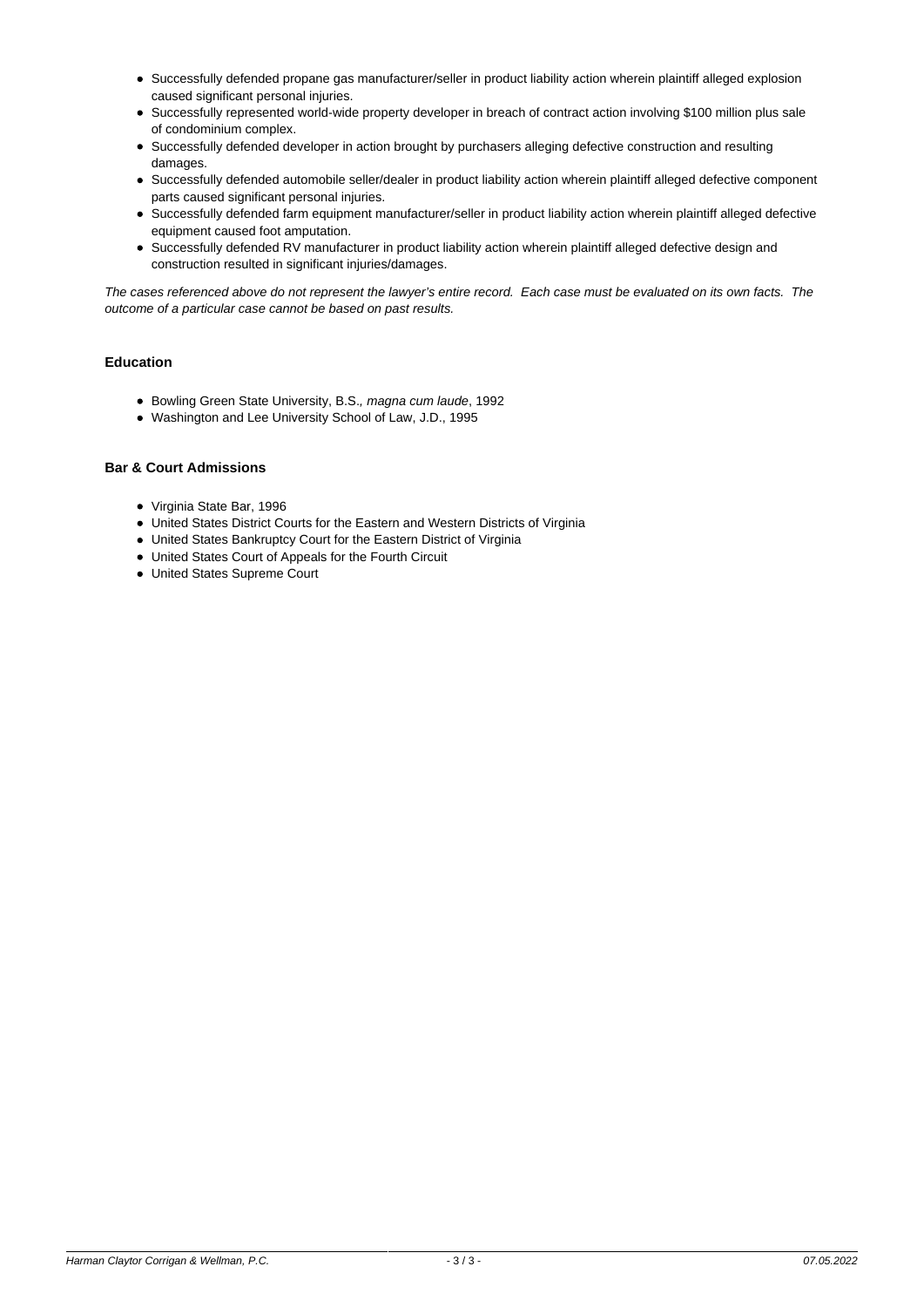- Successfully defended propane gas manufacturer/seller in product liability action wherein plaintiff alleged explosion caused significant personal injuries.
- Successfully represented world-wide property developer in breach of contract action involving $100 million plus sale of condominium complex.
- Successfully defended developer in action brought by purchasers alleging defective construction and resulting damages.
- Successfully defended automobile seller/dealer in product liability action wherein plaintiff alleged defective component parts caused significant personal injuries.
- Successfully defended farm equipment manufacturer/seller in product liability action wherein plaintiff alleged defective equipment caused foot amputation.
- Successfully defended RV manufacturer in product liability action wherein plaintiff alleged defective design and construction resulted in significant injuries/damages.

*The cases referenced above do not represent the lawyer's entire record. Each case must be evaluated on its own facts. The outcome of a particular case cannot be based on past results.*

### Education

- Bowling Green State University, B.S., *magna cum laude*, 1992
- Washington and Lee University School of Law, J.D., 1995

### Bar & Court Admissions

- Virginia State Bar, 1996
- United States District Courts for the Eastern and Western Districts of Virginia
- United States Bankruptcy Court for the Eastern District of Virginia
- United States Court of Appeals for the Fourth Circuit
- United States Supreme Court